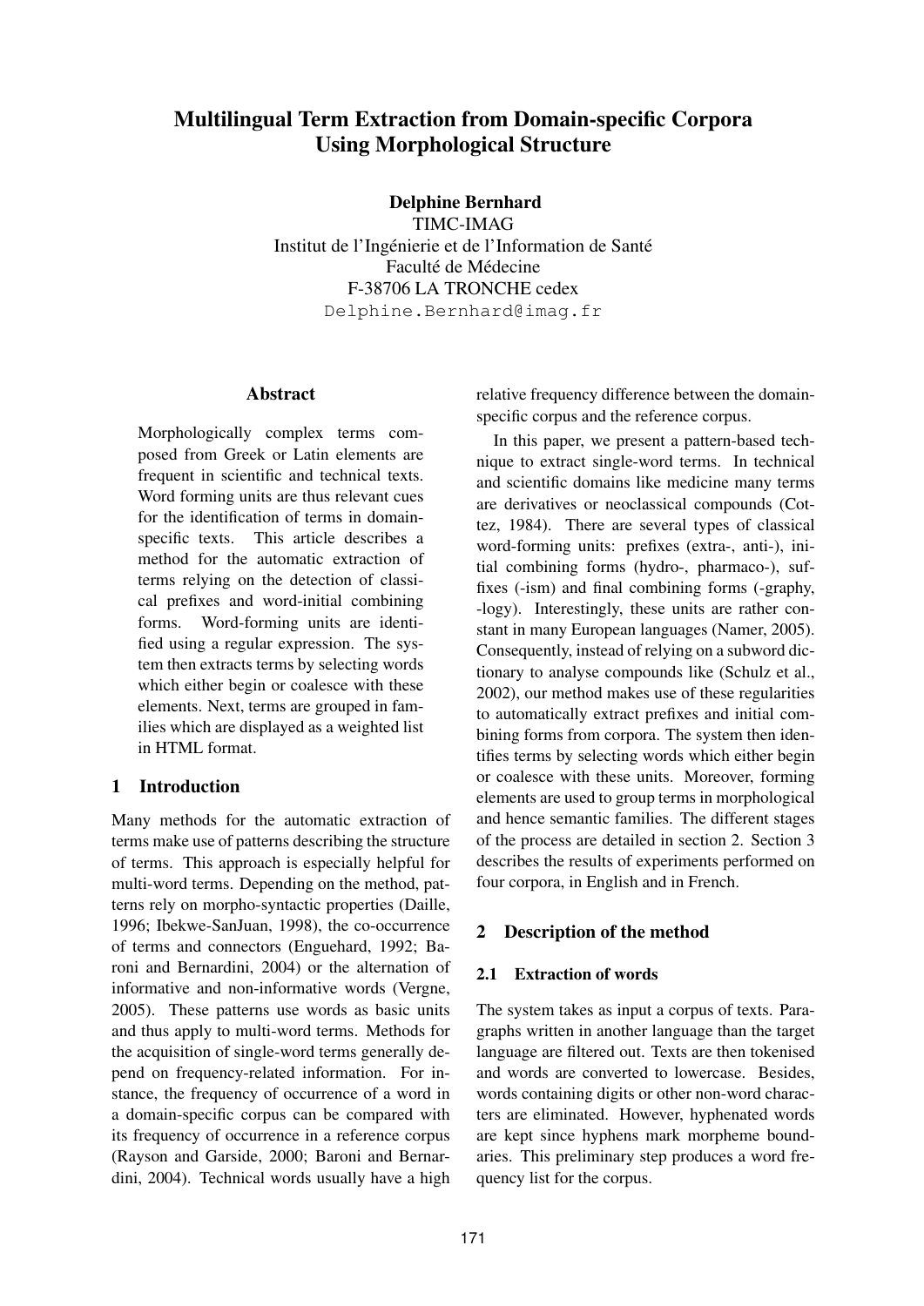# Multilingual Term Extraction from Domain-specific Corpora Using Morphological Structure

**Delphine Bernhard**
TIMC-IMAG
Institut de l'Ingénierie et de l'Information de Santé
Faculté de Médecine
F-38706 LA TRONCHE cedex
Delphine.Bernhard@imag.fr

## Abstract

Morphologically complex terms composed from Greek or Latin elements are frequent in scientific and technical texts. Word forming units are thus relevant cues for the identification of terms in domain-specific texts. This article describes a method for the automatic extraction of terms relying on the detection of classical prefixes and word-initial combining forms. Word-forming units are identified using a regular expression. The system then extracts terms by selecting words which either begin or coalesce with these elements. Next, terms are grouped in families which are displayed as a weighted list in HTML format.

## 1 Introduction

Many methods for the automatic extraction of terms make use of patterns describing the structure of terms. This approach is especially helpful for multi-word terms. Depending on the method, patterns rely on morpho-syntactic properties (Daille, 1996; Ibekwe-SanJuan, 1998), the co-occurrence of terms and connectors (Enguehard, 1992; Baroni and Bernardini, 2004) or the alternation of informative and non-informative words (Vergne, 2005). These patterns use words as basic units and thus apply to multi-word terms. Methods for the acquisition of single-word terms generally depend on frequency-related information. For instance, the frequency of occurrence of a word in a domain-specific corpus can be compared with its frequency of occurrence in a reference corpus (Rayson and Garside, 2000; Baroni and Bernardini, 2004). Technical words usually have a high relative frequency difference between the domain-specific corpus and the reference corpus.

In this paper, we present a pattern-based technique to extract single-word terms. In technical and scientific domains like medicine many terms are derivatives or neoclassical compounds (Cottez, 1984). There are several types of classical word-forming units: prefixes (extra-, anti-), initial combining forms (hydro-, pharmaco-), suffixes (-ism) and final combining forms (-graphy, -logy). Interestingly, these units are rather constant in many European languages (Namer, 2005). Consequently, instead of relying on a subword dictionary to analyse compounds like (Schulz et al., 2002), our method makes use of these regularities to automatically extract prefixes and initial combining forms from corpora. The system then identifies terms by selecting words which either begin or coalesce with these units. Moreover, forming elements are used to group terms in morphological and hence semantic families. The different stages of the process are detailed in section 2. Section 3 describes the results of experiments performed on four corpora, in English and in French.

## 2 Description of the method

### 2.1 Extraction of words

The system takes as input a corpus of texts. Paragraphs written in another language than the target language are filtered out. Texts are then tokenised and words are converted to lowercase. Besides, words containing digits or other non-word characters are eliminated. However, hyphenated words are kept since hyphens mark morpheme boundaries. This preliminary step produces a word frequency list for the corpus.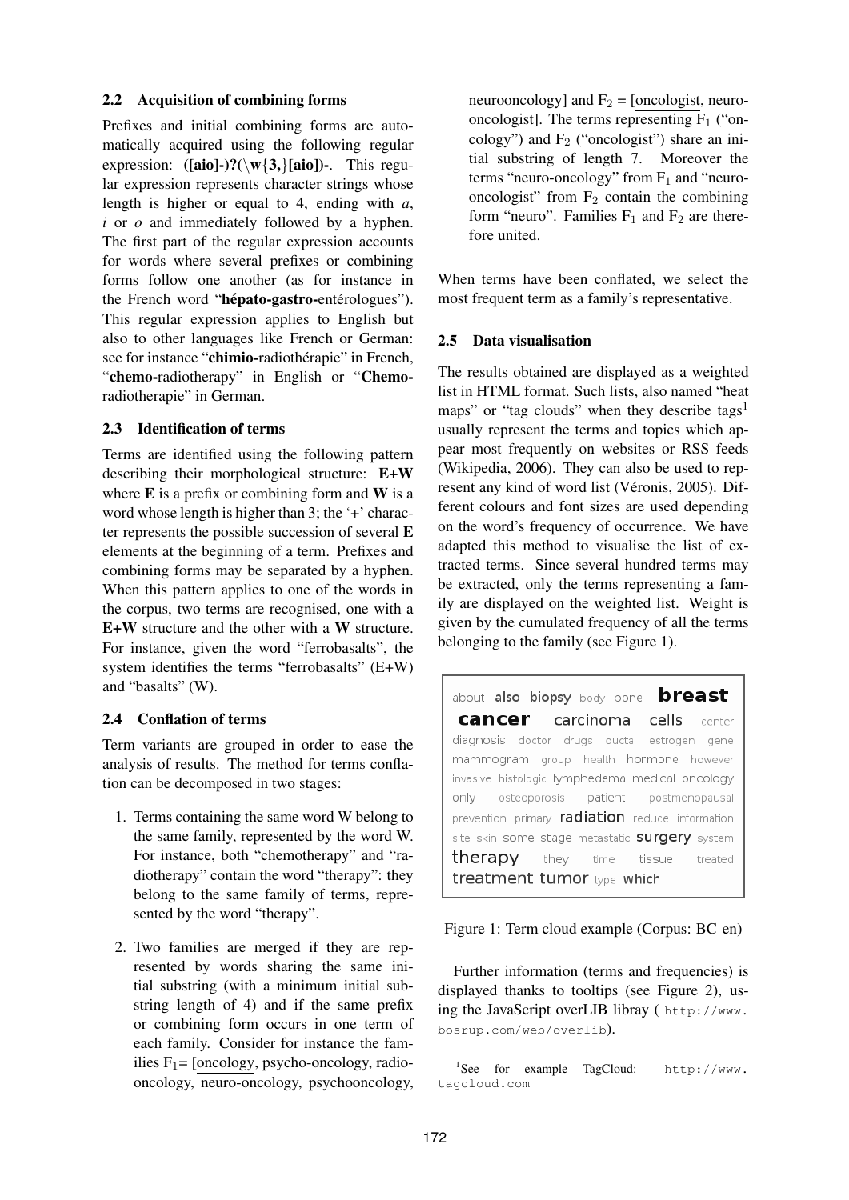### 2.2 Acquisition of combining forms

Prefixes and initial combining forms are automatically acquired using the following regular expression: **([aio]-)?(\w{3,}[aio])-**. This regular expression represents character strings whose length is higher or equal to 4, ending with *a*, *i* or *o* and immediately followed by a hyphen. The first part of the regular expression accounts for words where several prefixes or combining forms follow one another (as for instance in the French word "**hépato-gastro-**entérologues"). This regular expression applies to English but also to other languages like French or German: see for instance "**chimio-**radiothérapie" in French, "**chemo-**radiotherapy" in English or "**Chemo-**radiotherapie" in German.

### 2.3 Identification of terms

Terms are identified using the following pattern describing their morphological structure: **E+W** where **E** is a prefix or combining form and **W** is a word whose length is higher than 3; the '+' character represents the possible succession of several **E** elements at the beginning of a term. Prefixes and combining forms may be separated by a hyphen. When this pattern applies to one of the words in the corpus, two terms are recognised, one with a **E+W** structure and the other with a **W** structure. For instance, given the word "ferrobasalts", the system identifies the terms "ferrobasalts" (E+W) and "basalts" (W).

### 2.4 Conflation of terms

Term variants are grouped in order to ease the analysis of results. The method for terms conflation can be decomposed in two stages:

1. Terms containing the same word W belong to the same family, represented by the word W. For instance, both "chemotherapy" and "radiotherapy" contain the word "therapy": they belong to the same family of terms, represented by the word "therapy".

2. Two families are merged if they are represented by words sharing the same initial substring (with a minimum initial substring length of 4) and if the same prefix or combining form occurs in one term of each family. Consider for instance the families $F_1$= [oncology, psycho-oncology, radio-oncology, neuro-oncology, psychooncology, neurooncology] and $F_2$ = [oncologist, neuro-oncologist]. The terms representing $F_1$ ("oncology") and $F_2$ ("oncologist") share an initial substring of length 7. Moreover the terms "neuro-oncology" from $F_1$ and "neuro-oncologist" from $F_2$ contain the combining form "neuro". Families $F_1$ and $F_2$ are therefore united.

When terms have been conflated, we select the most frequent term as a family's representative.

### 2.5 Data visualisation

The results obtained are displayed as a weighted list in HTML format. Such lists, also named "heat maps" or "tag clouds" when they describe tags[1] usually represent the terms and topics which appear most frequently on websites or RSS feeds (Wikipedia, 2006). They can also be used to represent any kind of word list (Véronis, 2005). Different colours and font sizes are used depending on the word's frequency of occurrence. We have adapted this method to visualise the list of extracted terms. Since several hundred terms may be extracted, only the terms representing a family are displayed on the weighted list. Weight is given by the cumulated frequency of all the terms belonging to the family (see Figure 1).

about also biopsy body bone **breast** **cancer** carcinoma cells center diagnosis doctor drugs ductal estrogen gene mammogram group health hormone however invasive histologic lymphedema medical oncology only osteoporosis patient postmenopausal prevention primary radiation reduce information site skin some stage metastatic surgery system therapy they time tissue treated treatment tumor type which

Figure 1: Term cloud example (Corpus: BC_en)

Further information (terms and frequencies) is displayed thanks to tooltips (see Figure 2), using the JavaScript overLIB libray ( http://www.bosrup.com/web/overlib).

[1] See for example TagCloud: http://www.tagcloud.com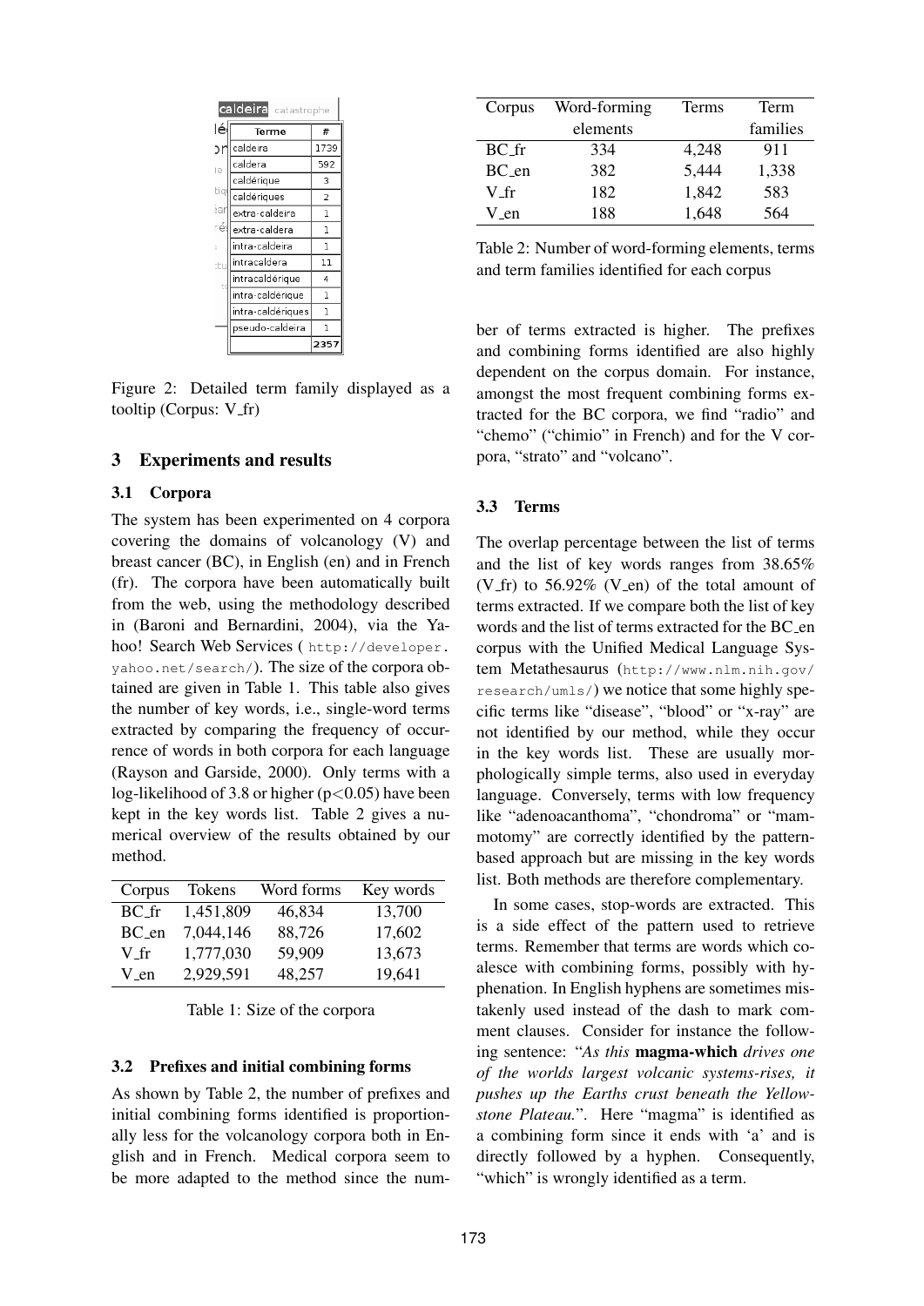| Terme | # |
|---|---|
| caldeira | 1739 |
| caldera | 592 |
| caldérique | 3 |
| caldériques | 2 |
| extra-caldeira | 1 |
| extra-caldera | 1 |
| intra-caldeira | 1 |
| intracaldera | 11 |
| intracaldérique | 4 |
| intra-caldérique | 1 |
| intra-caldériques | 1 |
| pseudo-caldeira | 1 |
| | 2357 |

Figure 2: Detailed term family displayed as a tooltip (Corpus: V_fr)

## 3 Experiments and results

### 3.1 Corpora

The system has been experimented on 4 corpora covering the domains of volcanology (V) and breast cancer (BC), in English (en) and in French (fr). The corpora have been automatically built from the web, using the methodology described in (Baroni and Bernardini, 2004), via the Yahoo! Search Web Services ( http://developer.yahoo.net/search/). The size of the corpora obtained are given in Table 1. This table also gives the number of key words, i.e., single-word terms extracted by comparing the frequency of occurrence of words in both corpora for each language (Rayson and Garside, 2000). Only terms with a log-likelihood of 3.8 or higher ($p<0.05$) have been kept in the key words list. Table 2 gives a numerical overview of the results obtained by our method.

| Corpus | Tokens | Word forms | Key words |
|---|---|---|---|
| BC_fr | 1,451,809 | 46,834 | 13,700 |
| BC_en | 7,044,146 | 88,726 | 17,602 |
| V_fr | 1,777,030 | 59,909 | 13,673 |
| V_en | 2,929,591 | 48,257 | 19,641 |

Table 1: Size of the corpora

### 3.2 Prefixes and initial combining forms

As shown by Table 2, the number of prefixes and initial combining forms identified is proportionally less for the volcanology corpora both in English and in French. Medical corpora seem to be more adapted to the method since the number of terms extracted is higher. The prefixes and combining forms identified are also highly dependent on the corpus domain. For instance, amongst the most frequent combining forms extracted for the BC corpora, we find "radio" and "chemo" ("chimio" in French) and for the V corpora, "strato" and "volcano".

| Corpus | Word-forming elements | Terms | Term families |
|---|---|---|---|
| BC_fr | 334 | 4,248 | 911 |
| BC_en | 382 | 5,444 | 1,338 |
| V_fr | 182 | 1,842 | 583 |
| V_en | 188 | 1,648 | 564 |

Table 2: Number of word-forming elements, terms and term families identified for each corpus

### 3.3 Terms

The overlap percentage between the list of terms and the list of key words ranges from 38.65% (V_fr) to 56.92% (V_en) of the total amount of terms extracted. If we compare both the list of key words and the list of terms extracted for the BC_en corpus with the Unified Medical Language System Metathesaurus (http://www.nlm.nih.gov/research/umls/) we notice that some highly specific terms like "disease", "blood" or "x-ray" are not identified by our method, while they occur in the key words list. These are usually morphologically simple terms, also used in everyday language. Conversely, terms with low frequency like "adenoacanthoma", "chondroma" or "mammotomy" are correctly identified by the pattern-based approach but are missing in the key words list. Both methods are therefore complementary.

In some cases, stop-words are extracted. This is a side effect of the pattern used to retrieve terms. Remember that terms are words which coalesce with combining forms, possibly with hyphenation. In English hyphens are sometimes mistakenly used instead of the dash to mark comment clauses. Consider for instance the following sentence: "*As this* **magma-which** *drives one of the worlds largest volcanic systems-rises, it pushes up the Earths crust beneath the Yellowstone Plateau.*". Here "magma" is identified as a combining form since it ends with 'a' and is directly followed by a hyphen. Consequently, "which" is wrongly identified as a term.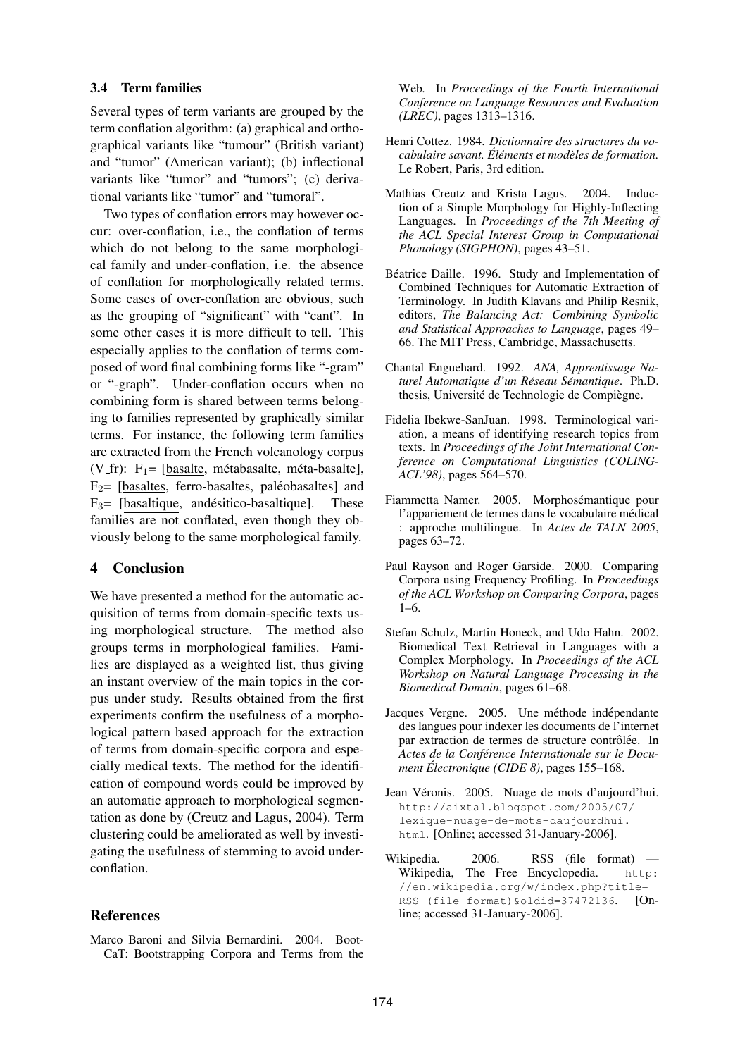### 3.4 Term families

Several types of term variants are grouped by the term conflation algorithm: (a) graphical and orthographical variants like "tumour" (British variant) and "tumor" (American variant); (b) inflectional variants like "tumor" and "tumors"; (c) derivational variants like "tumor" and "tumoral".

Two types of conflation errors may however occur: over-conflation, i.e., the conflation of terms which do not belong to the same morphological family and under-conflation, i.e. the absence of conflation for morphologically related terms. Some cases of over-conflation are obvious, such as the grouping of "significant" with "cant". In some other cases it is more difficult to tell. This especially applies to the conflation of terms composed of word final combining forms like "-gram" or "-graph". Under-conflation occurs when no combining form is shared between terms belonging to families represented by graphically similar terms. For instance, the following term families are extracted from the French volcanology corpus (V_fr): $F_1$= [basalte, métabasalte, méta-basalte], $F_2$= [basaltes, ferro-basaltes, paléobasaltes] and $F_3$= [basaltique, andésitico-basaltique]. These families are not conflated, even though they obviously belong to the same morphological family.

## 4 Conclusion

We have presented a method for the automatic acquisition of terms from domain-specific texts using morphological structure. The method also groups terms in morphological families. Families are displayed as a weighted list, thus giving an instant overview of the main topics in the corpus under study. Results obtained from the first experiments confirm the usefulness of a morphological pattern based approach for the extraction of terms from domain-specific corpora and especially medical texts. The method for the identification of compound words could be improved by an automatic approach to morphological segmentation as done by (Creutz and Lagus, 2004). Term clustering could be ameliorated as well by investigating the usefulness of stemming to avoid under-conflation.

## References

Marco Baroni and Silvia Bernardini. 2004. BootCaT: Bootstrapping Corpora and Terms from the Web. In *Proceedings of the Fourth International Conference on Language Resources and Evaluation (LREC)*, pages 1313–1316.

Henri Cottez. 1984. *Dictionnaire des structures du vocabulaire savant. Éléments et modèles de formation.* Le Robert, Paris, 3rd edition.

Mathias Creutz and Krista Lagus. 2004. Induction of a Simple Morphology for Highly-Inflecting Languages. In *Proceedings of the 7th Meeting of the ACL Special Interest Group in Computational Phonology (SIGPHON)*, pages 43–51.

Béatrice Daille. 1996. Study and Implementation of Combined Techniques for Automatic Extraction of Terminology. In Judith Klavans and Philip Resnik, editors, *The Balancing Act: Combining Symbolic and Statistical Approaches to Language*, pages 49–66. The MIT Press, Cambridge, Massachusetts.

Chantal Enguehard. 1992. *ANA, Apprentissage Naturel Automatique d'un Réseau Sémantique*. Ph.D. thesis, Université de Technologie de Compiègne.

Fidelia Ibekwe-SanJuan. 1998. Terminological variation, a means of identifying research topics from texts. In *Proceedings of the Joint International Conference on Computational Linguistics (COLING-ACL'98)*, pages 564–570.

Fiammetta Namer. 2005. Morphosémantique pour l'appariement de termes dans le vocabulaire médical : approche multilingue. In *Actes de TALN 2005*, pages 63–72.

Paul Rayson and Roger Garside. 2000. Comparing Corpora using Frequency Profiling. In *Proceedings of the ACL Workshop on Comparing Corpora*, pages 1–6.

Stefan Schulz, Martin Honeck, and Udo Hahn. 2002. Biomedical Text Retrieval in Languages with a Complex Morphology. In *Proceedings of the ACL Workshop on Natural Language Processing in the Biomedical Domain*, pages 61–68.

Jacques Vergne. 2005. Une méthode indépendante des langues pour indexer les documents de l'internet par extraction de termes de structure contrôlée. In *Actes de la Conférence Internationale sur le Document Électronique (CIDE 8)*, pages 155–168.

Jean Véronis. 2005. Nuage de mots d'aujourd'hui. `http://aixtal.blogspot.com/2005/07/lexique-nuage-de-mots-daujourdhui.html`. [Online; accessed 31-January-2006].

Wikipedia. 2006. RSS (file format) — Wikipedia, The Free Encyclopedia. `http://en.wikipedia.org/w/index.php?title=RSS_(file_format)&oldid=37472136`. [Online; accessed 31-January-2006].